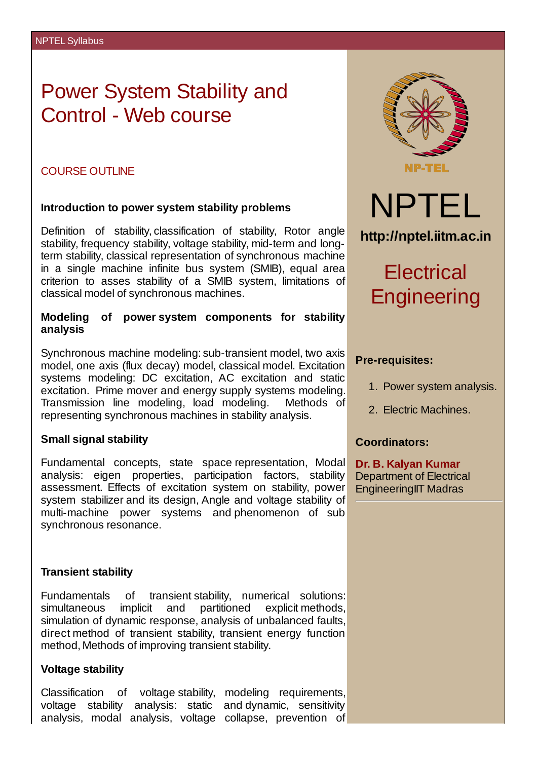# Power System Stability and Control - Web course

## COURSE OUTLINE

### Introduction to power system stability problems

Definition of stability, classification of stability, Rotor angle stability, frequency stability, voltage stability, mid-term and long-term stability, classical representation of synchronous machine in a single machine infinite bus system (SMIB), equal area criterion to asses stability of a SMIB system, limitations of classical model of synchronous machines.

### Modeling of power system components for stability analysis

Synchronous machine modeling: sub-transient model, two axis model, one axis (flux decay) model, classical model. Excitation systems modeling: DC excitation, AC excitation and static excitation. Prime mover and energy supply systems modeling. Transmission line modeling, load modeling. Methods of representing synchronous machines in stability analysis.

### Small signal stability

Fundamental concepts, state space representation, Modal analysis: eigen properties, participation factors, stability assessment. Effects of excitation system on stability, power system stabilizer and its design, Angle and voltage stability of multi-machine power systems and phenomenon of sub synchronous resonance.

### Transient stability

Fundamentals of transient stability, numerical solutions: simultaneous implicit and partitioned explicit methods, simulation of dynamic response, analysis of unbalanced faults, direct method of transient stability, transient energy function method, Methods of improving transient stability.

### Voltage stability

Classification of voltage stability, modeling requirements, voltage stability analysis: static and dynamic, sensitivity analysis, modal analysis, voltage collapse, prevention of

NP-TEL

# NPTEL

**http://nptel.iitm.ac.in**

## Electrical Engineering

**Pre-requisites:**

1. Power system analysis.
2. Electric Machines.

**Coordinators:**

**Dr. B. Kalyan Kumar**
Department of Electrical EngineeringIIT Madras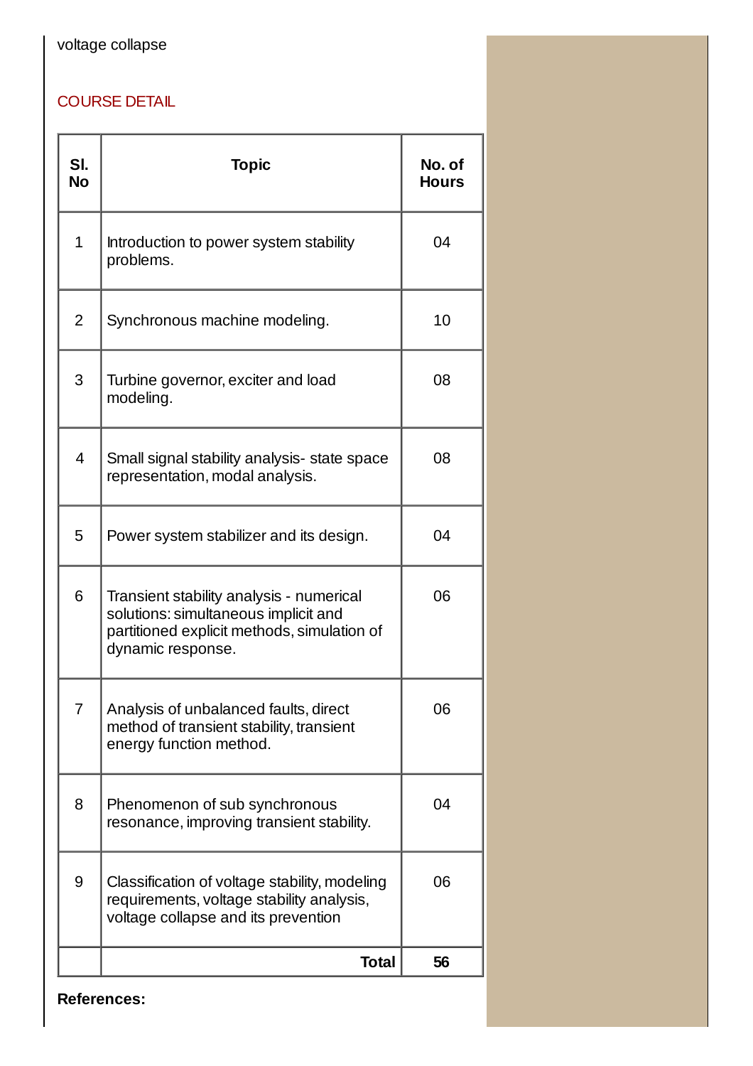voltage collapse

## COURSE DETAIL

| Sl. No | Topic | No. of Hours |
|---|---|---|
| 1 | Introduction to power system stability problems. | 04 |
| 2 | Synchronous machine modeling. | 10 |
| 3 | Turbine governor, exciter and load modeling. | 08 |
| 4 | Small signal stability analysis- state space representation, modal analysis. | 08 |
| 5 | Power system stabilizer and its design. | 04 |
| 6 | Transient stability analysis - numerical solutions: simultaneous implicit and partitioned explicit methods, simulation of dynamic response. | 06 |
| 7 | Analysis of unbalanced faults, direct method of transient stability, transient energy function method. | 06 |
| 8 | Phenomenon of sub synchronous resonance, improving transient stability. | 04 |
| 9 | Classification of voltage stability, modeling requirements, voltage stability analysis, voltage collapse and its prevention | 06 |
| | **Total** | **56** |

**References:**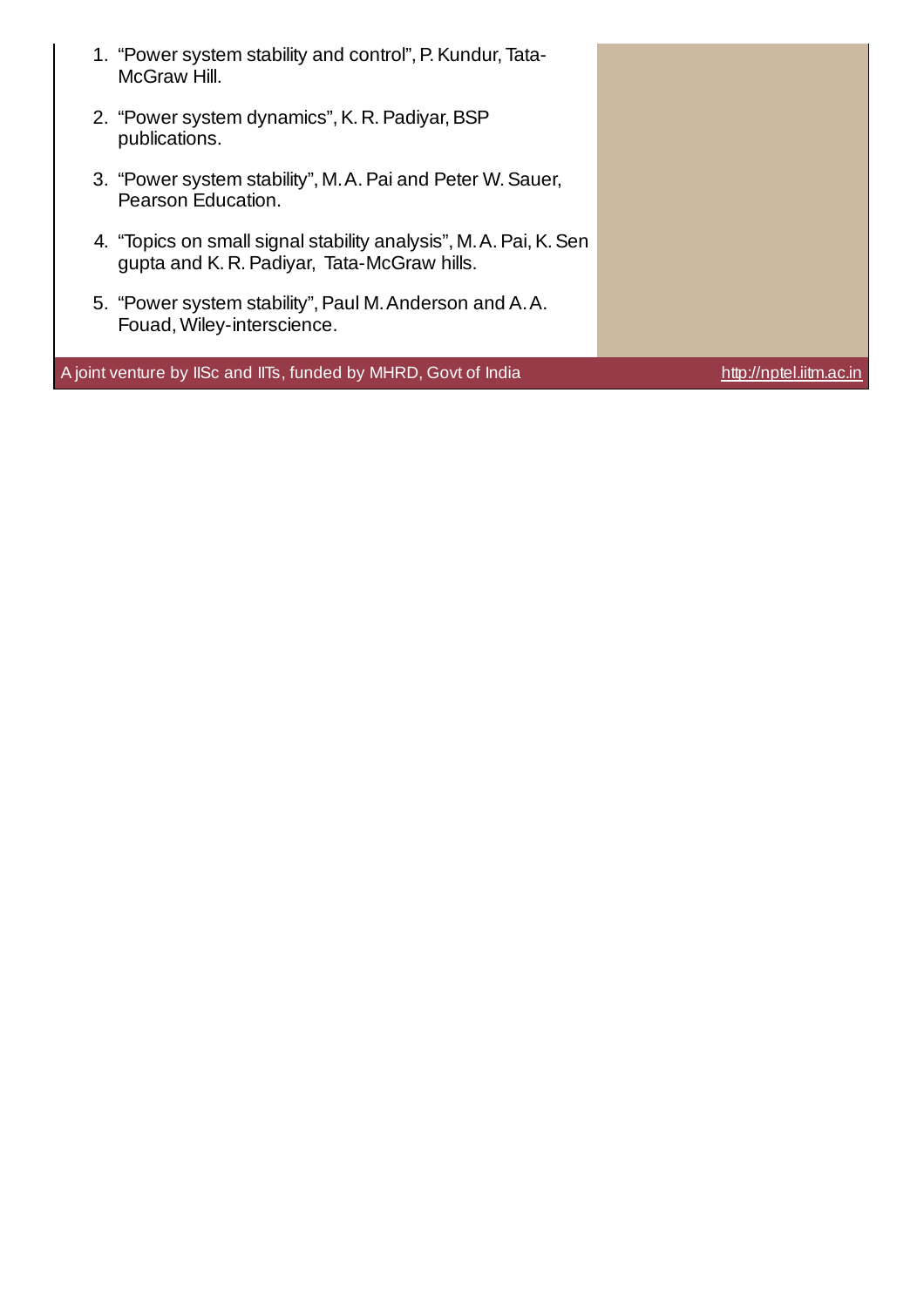1. "Power system stability and control", P. Kundur, Tata-McGraw Hill.

2. "Power system dynamics", K. R. Padiyar, BSP publications.

3. "Power system stability", M. A. Pai and Peter W. Sauer, Pearson Education.

4. "Topics on small signal stability analysis", M. A. Pai, K. Sen gupta and K. R. Padiyar, Tata-McGraw hills.

5. "Power system stability", Paul M. Anderson and A. A. Fouad, Wiley-interscience.